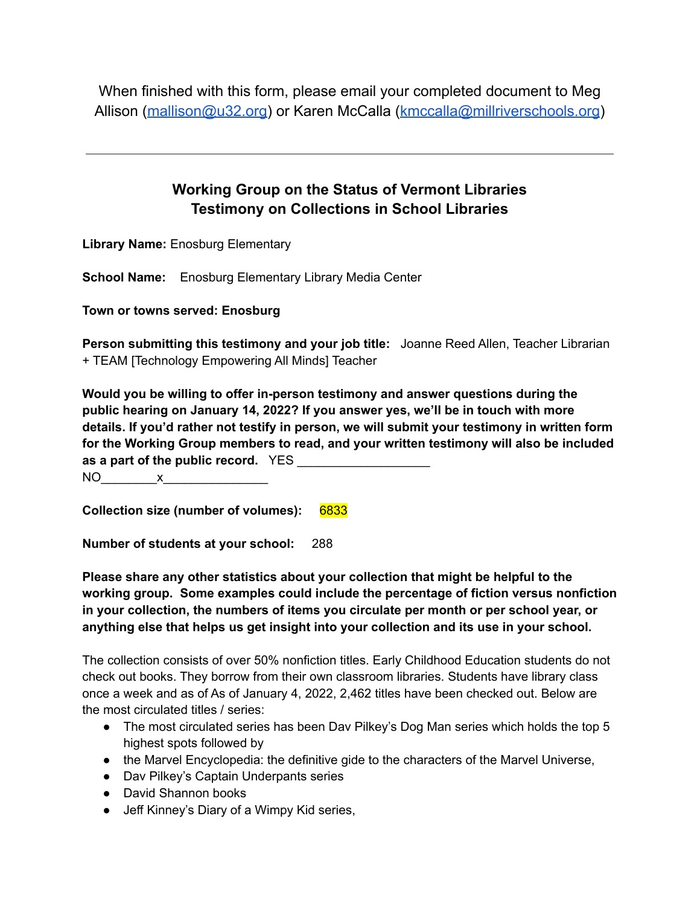When finished with this form, please email your completed document to Meg Allison (mallison@u32.org) or Karen McCalla (kmccalla@millriverschools.org)

---

## Working Group on the Status of Vermont Libraries
## Testimony on Collections in School Libraries

**Library Name:** Enosburg Elementary

**School Name:** Enosburg Elementary Library Media Center

**Town or towns served: Enosburg**

**Person submitting this testimony and your job title:** Joanne Reed Allen, Teacher Librarian + TEAM [Technology Empowering All Minds] Teacher

**Would you be willing to offer in-person testimony and answer questions during the public hearing on January 14, 2022? If you answer yes, we'll be in touch with more details. If you'd rather not testify in person, we will submit your testimony in written form for the Working Group members to read, and your written testimony will also be included as a part of the public record.** YES ___________________ NO________x_______________

**Collection size (number of volumes):** 6833

**Number of students at your school:** 288

**Please share any other statistics about your collection that might be helpful to the working group. Some examples could include the percentage of fiction versus nonfiction in your collection, the numbers of items you circulate per month or per school year, or anything else that helps us get insight into your collection and its use in your school.**

The collection consists of over 50% nonfiction titles. Early Childhood Education students do not check out books. They borrow from their own classroom libraries. Students have library class once a week and as of As of January 4, 2022, 2,462 titles have been checked out. Below are the most circulated titles / series:

- The most circulated series has been Dav Pilkey's Dog Man series which holds the top 5 highest spots followed by
- the Marvel Encyclopedia: the definitive gide to the characters of the Marvel Universe,
- Dav Pilkey's Captain Underpants series
- David Shannon books
- Jeff Kinney's Diary of a Wimpy Kid series,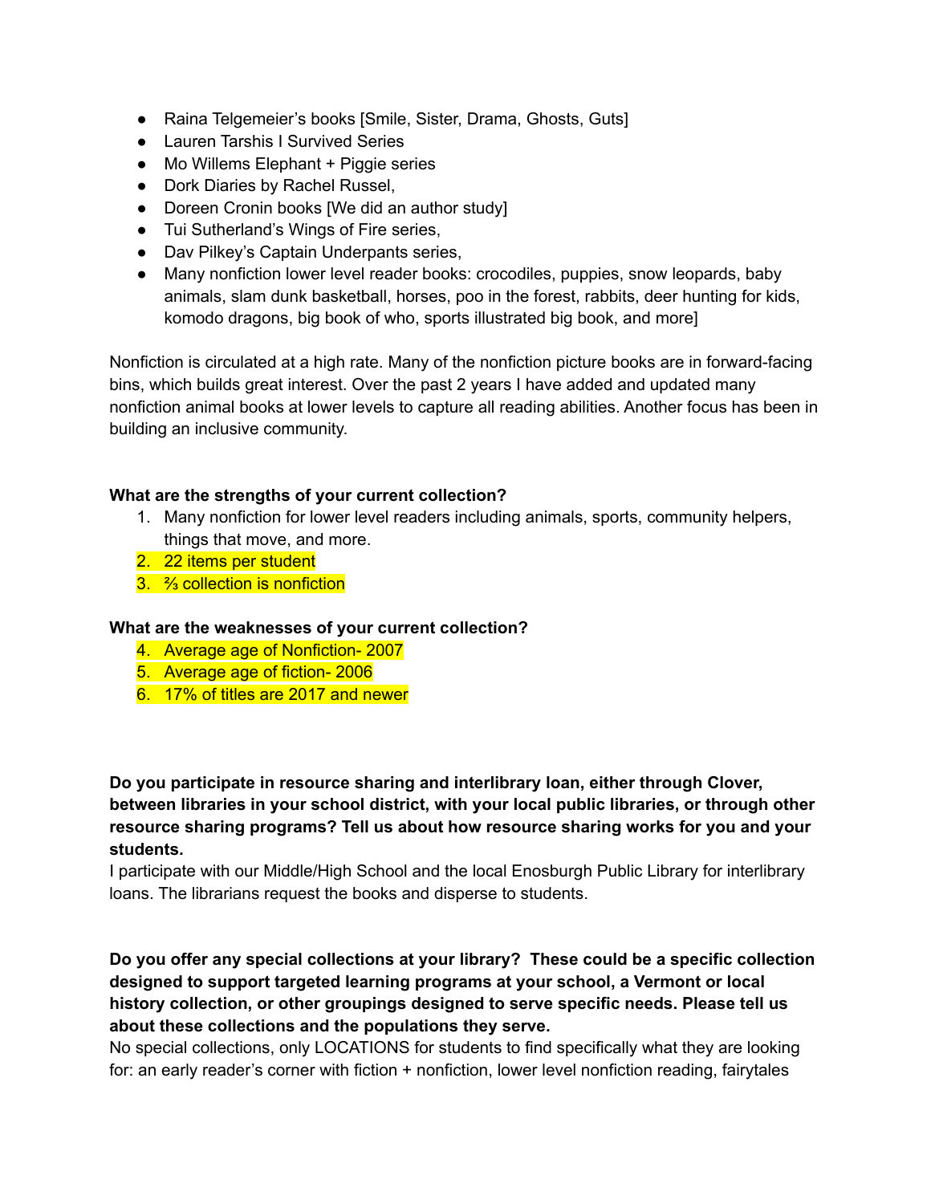- Raina Telgemeier's books [Smile, Sister, Drama, Ghosts, Guts]
- Lauren Tarshis I Survived Series
- Mo Willems Elephant + Piggie series
- Dork Diaries by Rachel Russel,
- Doreen Cronin books [We did an author study]
- Tui Sutherland's Wings of Fire series,
- Dav Pilkey's Captain Underpants series,
- Many nonfiction lower level reader books: crocodiles, puppies, snow leopards, baby animals, slam dunk basketball, horses, poo in the forest, rabbits, deer hunting for kids, komodo dragons, big book of who, sports illustrated big book, and more]

Nonfiction is circulated at a high rate. Many of the nonfiction picture books are in forward-facing bins, which builds great interest. Over the past 2 years I have added and updated many nonfiction animal books at lower levels to capture all reading abilities. Another focus has been in building an inclusive community.

**What are the strengths of your current collection?**

1. Many nonfiction for lower level readers including animals, sports, community helpers, things that move, and more.
2. 22 items per student
3. ⅔ collection is nonfiction

**What are the weaknesses of your current collection?**

4. Average age of Nonfiction- 2007
5. Average age of fiction- 2006
6. 17% of titles are 2017 and newer

**Do you participate in resource sharing and interlibrary loan, either through Clover, between libraries in your school district, with your local public libraries, or through other resource sharing programs? Tell us about how resource sharing works for you and your students.**

I participate with our Middle/High School and the local Enosburgh Public Library for interlibrary loans. The librarians request the books and disperse to students.

**Do you offer any special collections at your library? These could be a specific collection designed to support targeted learning programs at your school, a Vermont or local history collection, or other groupings designed to serve specific needs. Please tell us about these collections and the populations they serve.**

No special collections, only LOCATIONS for students to find specifically what they are looking for: an early reader's corner with fiction + nonfiction, lower level nonfiction reading, fairytales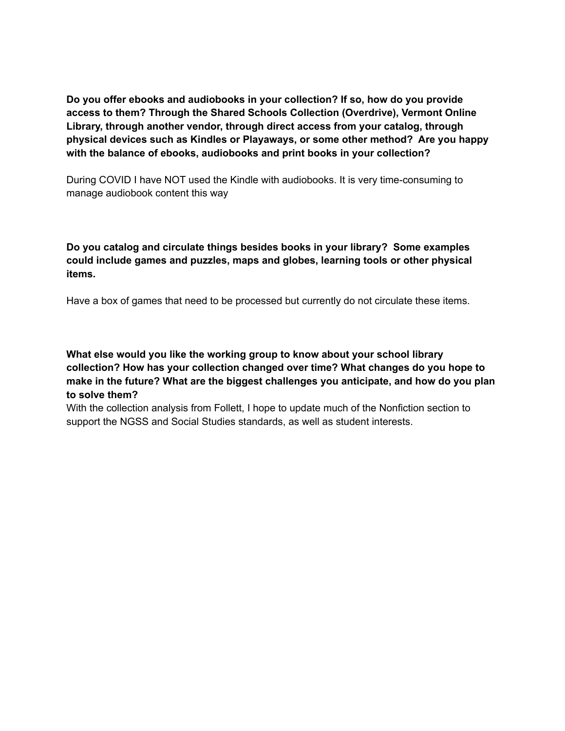**Do you offer ebooks and audiobooks in your collection? If so, how do you provide access to them? Through the Shared Schools Collection (Overdrive), Vermont Online Library, through another vendor, through direct access from your catalog, through physical devices such as Kindles or Playaways, or some other method?  Are you happy with the balance of ebooks, audiobooks and print books in your collection?**

During COVID I have NOT used the Kindle with audiobooks. It is very time-consuming to manage audiobook content this way

**Do you catalog and circulate things besides books in your library?  Some examples could include games and puzzles, maps and globes, learning tools or other physical items.**

Have a box of games that need to be processed but currently do not circulate these items.

**What else would you like the working group to know about your school library collection? How has your collection changed over time? What changes do you hope to make in the future? What are the biggest challenges you anticipate, and how do you plan to solve them?**

With the collection analysis from Follett, I hope to update much of the Nonfiction section to support the NGSS and Social Studies standards, as well as student interests.